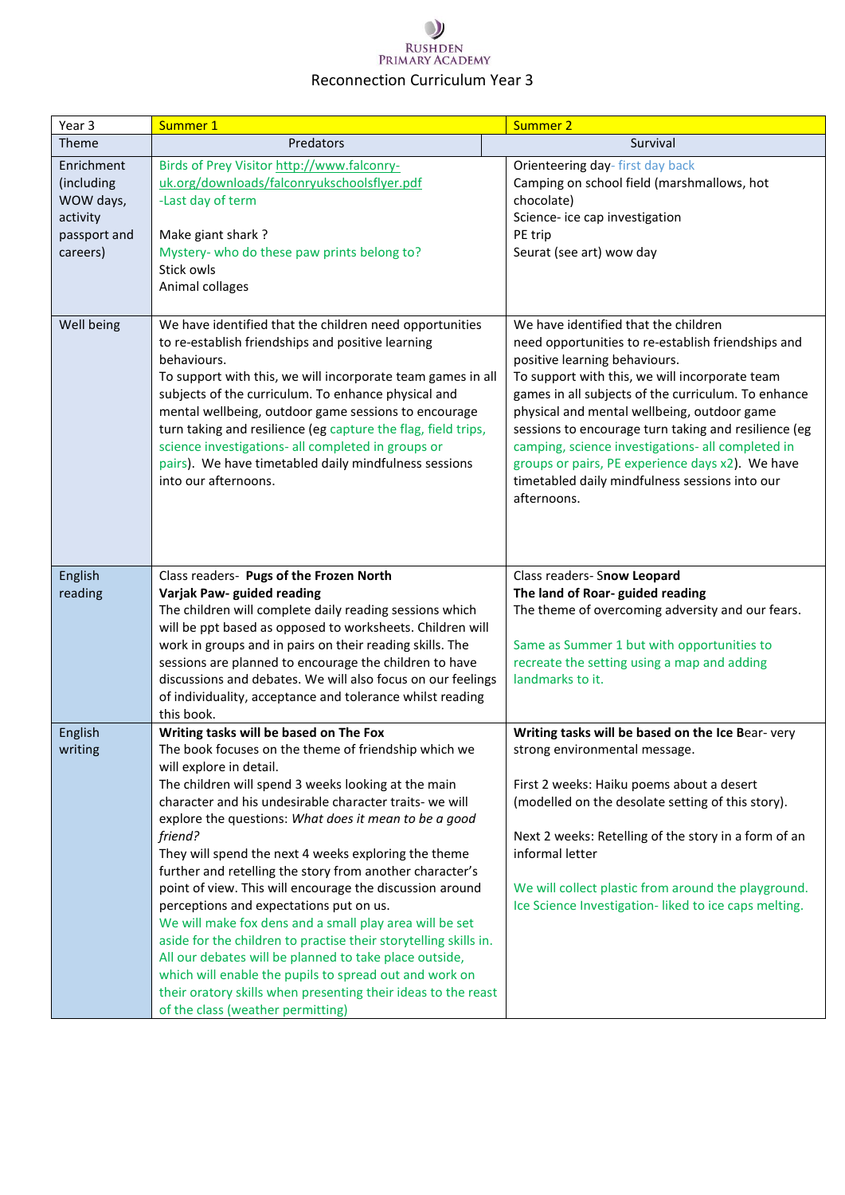RUSHDEN PRIMARY ACADEMY

# Reconnection Curriculum Year 3

| Year 3 | Summer 1 | Summer 2 |
|---|---|---|
| Theme | Predators | Survival |
| Enrichment (including WOW days, activity passport and careers) | Birds of Prey Visitor http://www.falconry-uk.org/downloads/falconryukschoolsflyer.pdf<br>-Last day of term<br><br>Make giant shark ?<br>Mystery- who do these paw prints belong to?<br>Stick owls<br>Animal collages | Orienteering day- first day back<br>Camping on school field (marshmallows, hot chocolate)<br>Science- ice cap investigation<br>PE trip<br>Seurat (see art) wow day |
| Well being | We have identified that the children need opportunities to re-establish friendships and positive learning behaviours.<br>To support with this, we will incorporate team games in all subjects of the curriculum. To enhance physical and mental wellbeing, outdoor game sessions to encourage turn taking and resilience (eg capture the flag, field trips, science investigations- all completed in groups or pairs). We have timetabled daily mindfulness sessions into our afternoons. | We have identified that the children need opportunities to re-establish friendships and positive learning behaviours.<br>To support with this, we will incorporate team games in all subjects of the curriculum. To enhance physical and mental wellbeing, outdoor game sessions to encourage turn taking and resilience (eg camping, science investigations- all completed in groups or pairs, PE experience days x2). We have timetabled daily mindfulness sessions into our afternoons. |
| English reading | Class readers- **Pugs of the Frozen North**<br>**Varjak Paw- guided reading**<br>The children will complete daily reading sessions which will be ppt based as opposed to worksheets. Children will work in groups and in pairs on their reading skills. The sessions are planned to encourage the children to have discussions and debates. We will also focus on our feelings of individuality, acceptance and tolerance whilst reading this book. | Class readers- S**now Leopard**<br>**The land of Roar- guided reading**<br>The theme of overcoming adversity and our fears.<br><br>Same as Summer 1 but with opportunities to recreate the setting using a map and adding landmarks to it. |
| English writing | **Writing tasks will be based on The Fox**<br>The book focuses on the theme of friendship which we will explore in detail.<br>The children will spend 3 weeks looking at the main character and his undesirable character traits- we will explore the questions: *What does it mean to be a good friend?*<br>They will spend the next 4 weeks exploring the theme further and retelling the story from another character's point of view. This will encourage the discussion around perceptions and expectations put on us.<br>We will make fox dens and a small play area will be set aside for the children to practise their storytelling skills in. All our debates will be planned to take place outside, which will enable the pupils to spread out and work on their oratory skills when presenting their ideas to the reast of the class (weather permitting) | **Writing tasks will be based on the Ice B**ear- very strong environmental message.<br><br>First 2 weeks: Haiku poems about a desert (modelled on the desolate setting of this story).<br><br>Next 2 weeks: Retelling of the story in a form of an informal letter<br><br>We will collect plastic from around the playground. Ice Science Investigation- liked to ice caps melting. |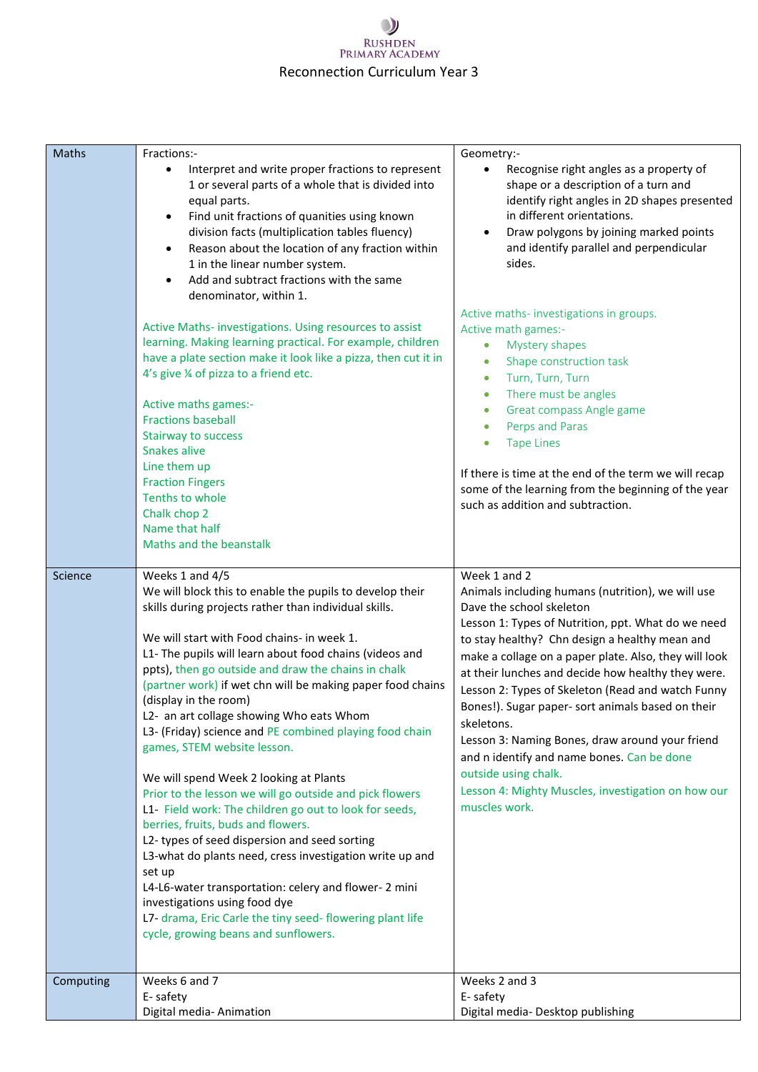# Rushden Primary Academy

## Reconnection Curriculum Year 3

| | | |
|---|---|---|
| Maths | Fractions:-<br>• Interpret and write proper fractions to represent 1 or several parts of a whole that is divided into equal parts.<br>• Find unit fractions of quanities using known division facts (multiplication tables fluency)<br>• Reason about the location of any fraction within 1 in the linear number system.<br>• Add and subtract fractions with the same denominator, within 1.<br><br>Active Maths- investigations. Using resources to assist learning. Making learning practical. For example, children have a plate section make it look like a pizza, then cut it in 4's give ¼ of pizza to a friend etc.<br><br>Active maths games:-<br>Fractions baseball<br>Stairway to success<br>Snakes alive<br>Line them up<br>Fraction Fingers<br>Tenths to whole<br>Chalk chop 2<br>Name that half<br>Maths and the beanstalk | Geometry:-<br>• Recognise right angles as a property of shape or a description of a turn and identify right angles in 2D shapes presented in different orientations.<br>• Draw polygons by joining marked points and identify parallel and perpendicular sides.<br><br>Active maths- investigations in groups.<br>Active math games:-<br>• Mystery shapes<br>• Shape construction task<br>• Turn, Turn, Turn<br>• There must be angles<br>• Great compass Angle game<br>• Perps and Paras<br>• Tape Lines<br><br>If there is time at the end of the term we will recap some of the learning from the beginning of the year such as addition and subtraction. |
| Science | Weeks 1 and 4/5<br>We will block this to enable the pupils to develop their skills during projects rather than individual skills.<br><br>We will start with Food chains- in week 1.<br>L1- The pupils will learn about food chains (videos and ppts), then go outside and draw the chains in chalk (partner work) if wet chn will be making paper food chains (display in the room)<br>L2- an art collage showing Who eats Whom<br>L3- (Friday) science and PE combined playing food chain games, STEM website lesson.<br><br>We will spend Week 2 looking at Plants<br>Prior to the lesson we will go outside and pick flowers<br>L1- Field work: The children go out to look for seeds, berries, fruits, buds and flowers.<br>L2- types of seed dispersion and seed sorting<br>L3-what do plants need, cress investigation write up and set up<br>L4-L6-water transportation: celery and flower- 2 mini investigations using food dye<br>L7- drama, Eric Carle the tiny seed- flowering plant life cycle, growing beans and sunflowers. | Week 1 and 2<br>Animals including humans (nutrition), we will use Dave the school skeleton<br>Lesson 1: Types of Nutrition, ppt. What do we need to stay healthy? Chn design a healthy mean and make a collage on a paper plate. Also, they will look at their lunches and decide how healthy they were.<br>Lesson 2: Types of Skeleton (Read and watch Funny Bones!). Sugar paper- sort animals based on their skeletons.<br>Lesson 3: Naming Bones, draw around your friend and n identify and name bones. Can be done outside using chalk.<br>Lesson 4: Mighty Muscles, investigation on how our muscles work. |
| Computing | Weeks 6 and 7<br>E- safety<br>Digital media- Animation | Weeks 2 and 3<br>E- safety<br>Digital media- Desktop publishing |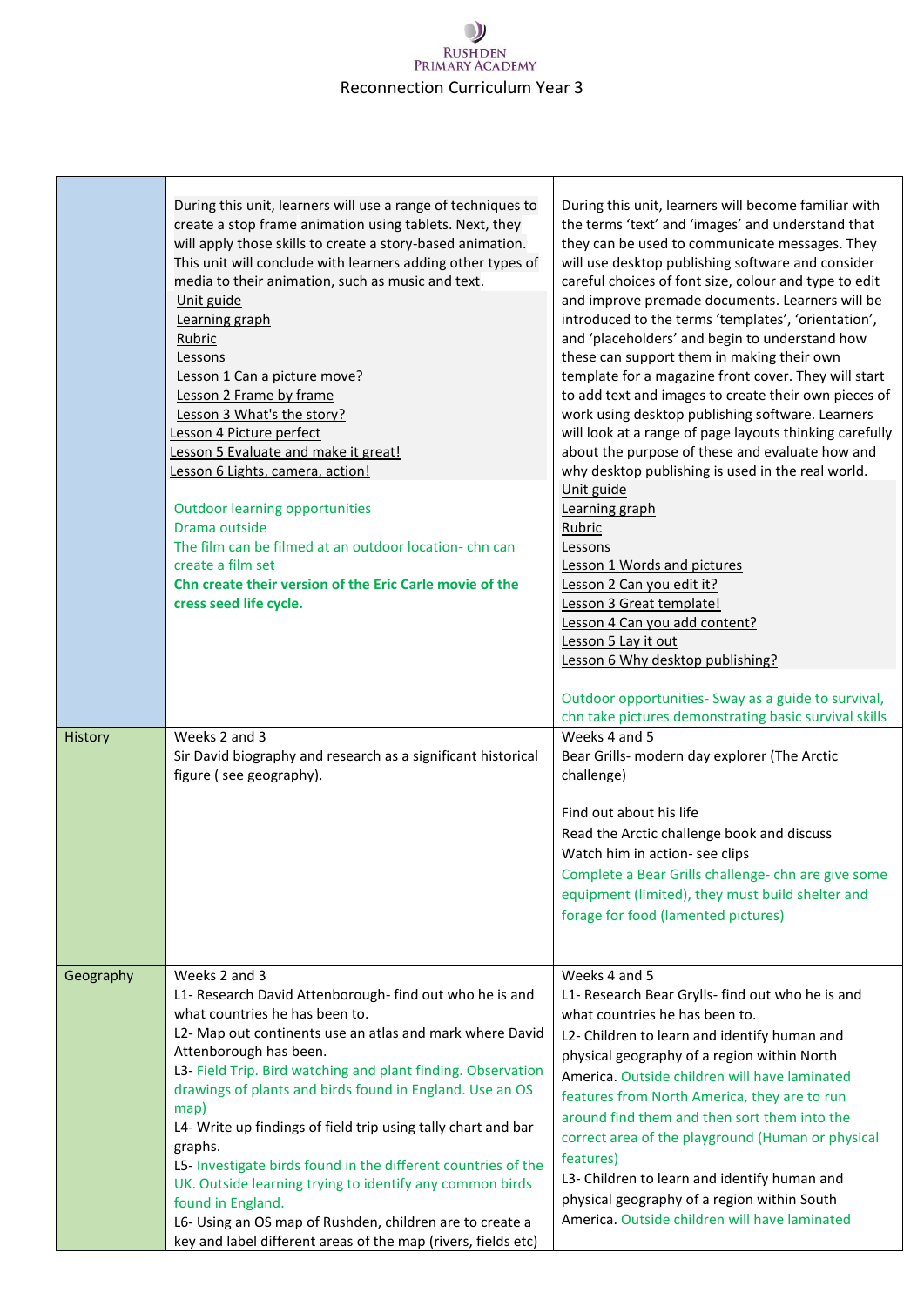Rushden Primary Academy

Reconnection Curriculum Year 3

| | | |
|---|---|---|
| | During this unit, learners will use a range of techniques to create a stop frame animation using tablets. Next, they will apply those skills to create a story-based animation. This unit will conclude with learners adding other types of media to their animation, such as music and text.<br>Unit guide<br>Learning graph<br>Rubric<br>Lessons<br>Lesson 1 Can a picture move?<br>Lesson 2 Frame by frame<br>Lesson 3 What's the story?<br>Lesson 4 Picture perfect<br>Lesson 5 Evaluate and make it great!<br>Lesson 6 Lights, camera, action!<br><br>Outdoor learning opportunities<br>Drama outside<br>The film can be filmed at an outdoor location- chn can create a film set<br>**Chn create their version of the Eric Carle movie of the cress seed life cycle.** | During this unit, learners will become familiar with the terms 'text' and 'images' and understand that they can be used to communicate messages. They will use desktop publishing software and consider careful choices of font size, colour and type to edit and improve premade documents. Learners will be introduced to the terms 'templates', 'orientation', and 'placeholders' and begin to understand how these can support them in making their own template for a magazine front cover. They will start to add text and images to create their own pieces of work using desktop publishing software. Learners will look at a range of page layouts thinking carefully about the purpose of these and evaluate how and why desktop publishing is used in the real world.<br>Unit guide<br>Learning graph<br>Rubric<br>Lessons<br>Lesson 1 Words and pictures<br>Lesson 2 Can you edit it?<br>Lesson 3 Great template!<br>Lesson 4 Can you add content?<br>Lesson 5 Lay it out<br>Lesson 6 Why desktop publishing?<br><br>Outdoor opportunities- Sway as a guide to survival, chn take pictures demonstrating basic survival skills |
| History | Weeks 2 and 3<br>Sir David biography and research as a significant historical figure ( see geography). | Weeks 4 and 5<br>Bear Grills- modern day explorer (The Arctic challenge)<br><br>Find out about his life<br>Read the Arctic challenge book and discuss<br>Watch him in action- see clips<br>Complete a Bear Grills challenge- chn are give some equipment (limited), they must build shelter and forage for food (lamented pictures) |
| Geography | Weeks 2 and 3<br>L1- Research David Attenborough- find out who he is and what countries he has been to.<br>L2- Map out continents use an atlas and mark where David Attenborough has been.<br>L3- Field Trip. Bird watching and plant finding. Observation drawings of plants and birds found in England. Use an OS map)<br>L4- Write up findings of field trip using tally chart and bar graphs.<br>L5- Investigate birds found in the different countries of the UK. Outside learning trying to identify any common birds found in England.<br>L6- Using an OS map of Rushden, children are to create a key and label different areas of the map (rivers, fields etc) | Weeks 4 and 5<br>L1- Research Bear Grylls- find out who he is and what countries he has been to.<br>L2- Children to learn and identify human and physical geography of a region within North America. Outside children will have laminated features from North America, they are to run around find them and then sort them into the correct area of the playground (Human or physical features)<br>L3- Children to learn and identify human and physical geography of a region within South America. Outside children will have laminated |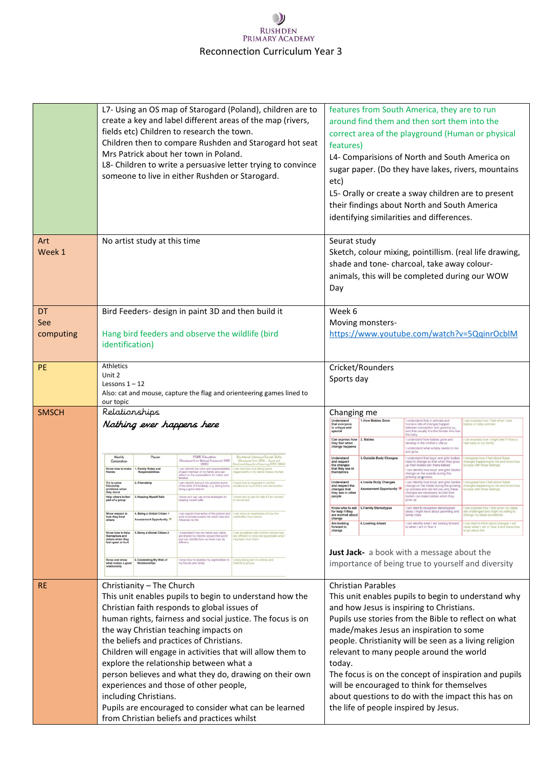RUSHDEN PRIMARY ACADEMY

Reconnection Curriculum Year 3

| | | |
|---|---|---|
| | L7- Using an OS map of Starogard (Poland), children are to create a key and label different areas of the map (rivers, fields etc) Children to research the town.<br>Children then to compare Rushden and Starogard hot seat Mrs Patrick about her town in Poland.<br>L8- Children to write a persuasive letter trying to convince someone to live in either Rushden or Starogard. | features from South America, they are to run around find them and then sort them into the correct area of the playground (Human or physical features)<br>L4- Comparisions of North and South America on sugar paper. (Do they have lakes, rivers, mountains etc)<br>L5- Orally or create a sway children are to present their findings about North and South America identifying similarities and differences. |
| Art<br>Week 1 | No artist study at this time | Seurat study<br>Sketch, colour mixing, pointillism. (real life drawing, shade and tone- charcoal, take away colour- animals, this will be completed during our WOW Day |
| DT<br>See computing | Bird Feeders- design in paint 3D and then build it<br><br>Hang bird feeders and observe the wildlife (bird identification) | Week 6<br>Moving monsters-<br>https://www.youtube.com/watch?v=5QqinrOcblM |
| PE | Athletics<br>Unit 2<br>Lessons 1 – 12<br>Also: cat and mouse, capture the flag and orienteering games lined to our topic | Cricket/Rounders<br>Sports day |
| SMSCH | *Relationships*<br>*Nothing ever happens here* | Changing me<br><br>**Just Jack-** a book with a message about the importance of being true to yourself and diversity |
| RE | Christianity – The Church<br>This unit enables pupils to begin to understand how the Christian faith responds to global issues of human rights, fairness and social justice. The focus is on the way Christian teaching impacts on the beliefs and practices of Christians.<br>Children will engage in activities that will allow them to explore the relationship between what a person believes and what they do, drawing on their own experiences and those of other people, including Christians.<br>Pupils are encouraged to consider what can be learned from Christian beliefs and practices whilst | Christian Parables<br>This unit enables pupils to begin to understand why and how Jesus is inspiring to Christians.<br>Pupils use stories from the Bible to reflect on what made/makes Jesus an inspiration to some people. Christianity will be seen as a living religion relevant to many people around the world today.<br>The focus is on the concept of inspiration and pupils will be encouraged to think for themselves about questions to do with the impact this has on the life of people inspired by Jesus. |

**Relationships table (SMSCH, left column):**

| Weekly Celebration | Pieces | PSHE Education (Developed from National Framework DfEE 2000) | Emotional Literacy/Social Skills (Developed from SEAL - Social and Emotional Aspects of Learning DfES 2004) |
|---|---|---|---|
| Know how to make friends | 1. Family Roles and Responsibilities | I can identify the roles and responsibilities of each member of my family and can reflect on the expectations for males and females | I can describe how taking some responsibility in my family makes me feel |
| Try to solve friendship problems when they occur | 2. Friendship | I can identify and put into practice some of the skills of friendship, e.g. taking turns, being a good listener | I know how to negotiate in conflict situations to try to find a win-win solution |
| Help others to feel part of a group | 3. Keeping Myself Safe | I know and can use some strategies for keeping myself safe | I know who to ask for help if I am worried or concerned |
| Show respect in how they treat others | 4. Being a Global Citizen 1<br>Assessment Opportunity | I can explain how some of the actions and work of people around the world help and influence my life | I can show an awareness of how this could affect my choices |
| Know how to help themselves and others when they feel upset or hurt | 5. Being a Global Citizen 2 | I understand how my needs and rights are shared by children around the world and can identify how our lives may be different | I can empathise with children whose lives are different to mine and appreciate what I may learn from them |
| Know and show what makes a good relationship | 6. Celebrating My Web of Relationships | I know how to express my appreciation to my friends and family | I enjoy being part of a family and friendship groups |

**Changing me table (SMSCH, right column):**

| | | | |
|---|---|---|---|
| Understand that everyone is unique and special | 1. How Babies Grow | I understand that in animals and humans lots of changes happen between conception and growing up, and that usually it is the female who has the baby | I can express how I feel when I see babies or baby animals |
| Can express how they feel when change happens | 2. Babies | I understand how babies grow and develop in the mother's uterus<br>I understand what a baby needs to live and grow | I can express how I might feel if I had a new baby in my family |
| Understand and respect the changes that they see in themselves | 3. Outside Body Changes | I understand that boys' and girls' bodies need to change so that when they grow up their bodies can make babies<br>I can identify how boys' and girls' bodies change on the outside during this growing up process | I recognise how I feel about these changes happening to me and know how to cope with those feelings |
| Understand and respect the changes that they see in other people | 4. Inside Body Changes<br>Assessment Opportunity | I can identify how boys' and girls' bodies change on the inside during the growing up process and can tell you why these changes are necessary so that their bodies can make babies when they grow up | I recognise how I feel about these changes happening to me and know how to cope with these feelings |
| Know who to ask for help if they are worried about change | 5. Family Stereotypes | I can start to recognise stereotypical ideas I might have about parenting and family roles | I can express how I feel when my ideas are challenged and might be willing to change my ideas sometimes |
| Are looking forward to change | 6. Looking Ahead | I can identify what I am looking forward to when I am in Year 4 | I can start to think about changes I will make when I am in Year 4 and know how to go about this |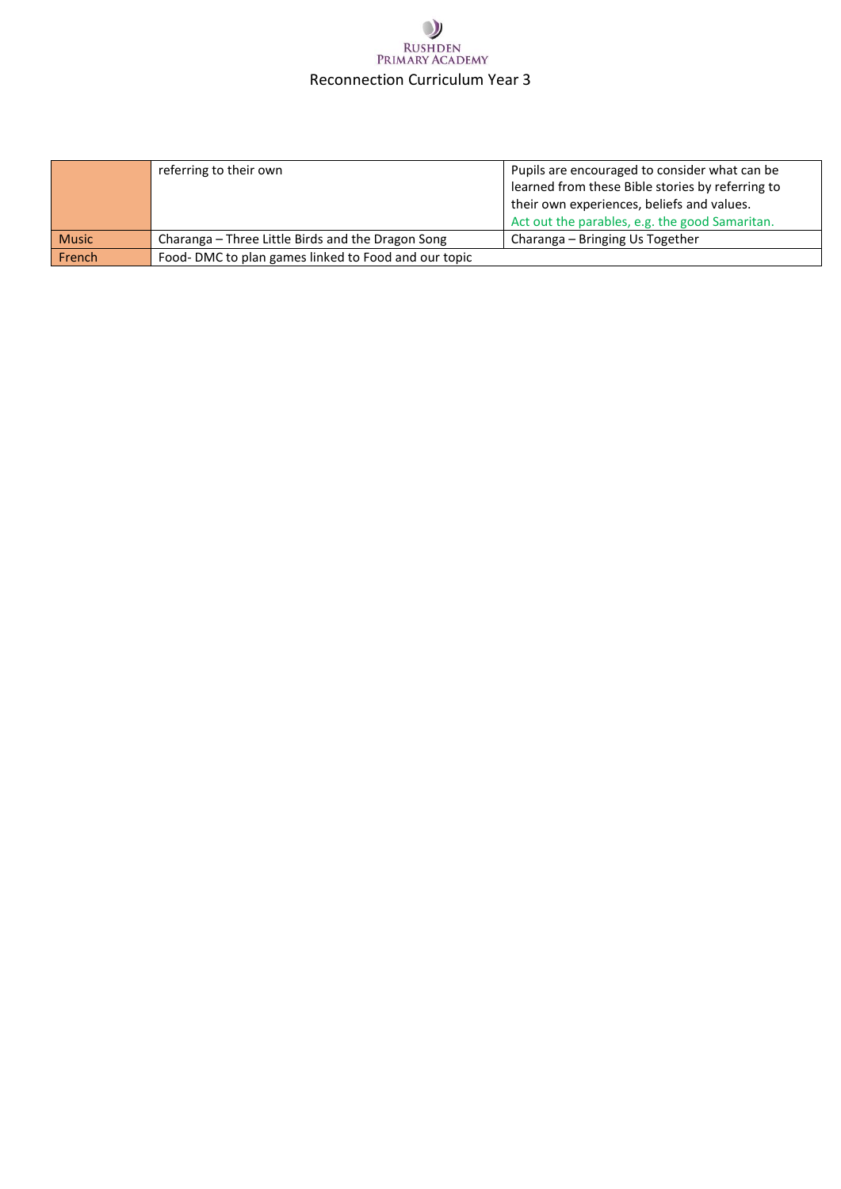| | | |
|---|---|---|
| | referring to their own | Pupils are encouraged to consider what can be learned from these Bible stories by referring to their own experiences, beliefs and values. Act out the parables, e.g. the good Samaritan. |
| Music | Charanga – Three Little Birds and the Dragon Song | Charanga – Bringing Us Together |
| French | Food- DMC to plan games linked to Food and our topic | |